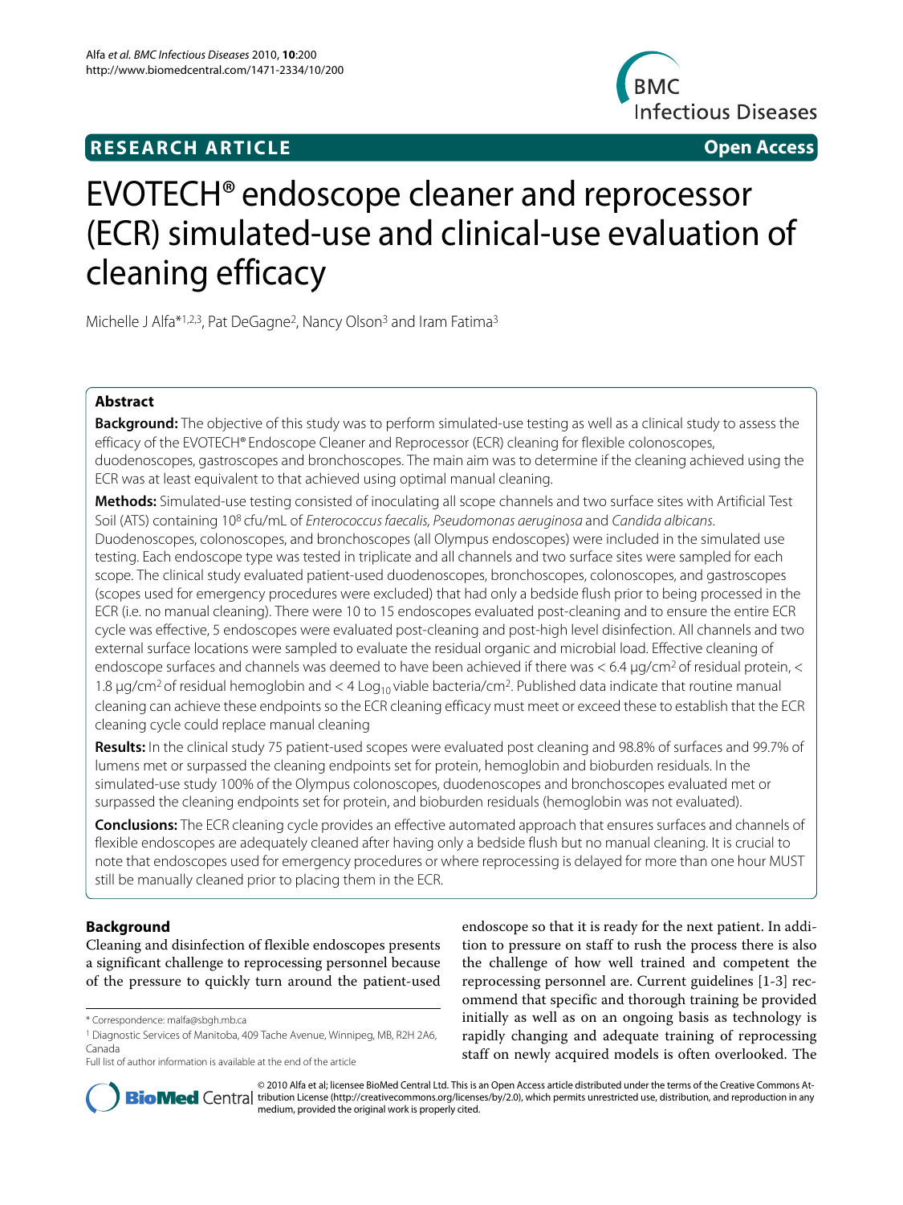**RESEARCH ARTICLE** **Open Access**

# EVOTECH® endoscope cleaner and reprocessor (ECR) simulated-use and clinical-use evaluation of cleaning efficacy

Michelle J Alfa*[1,2,3], Pat DeGagne[2], Nancy Olson[3] and Iram Fatima[3]

## Abstract

**Background:** The objective of this study was to perform simulated-use testing as well as a clinical study to assess the efficacy of the EVOTECH® Endoscope Cleaner and Reprocessor (ECR) cleaning for flexible colonoscopes, duodenoscopes, gastroscopes and bronchoscopes. The main aim was to determine if the cleaning achieved using the ECR was at least equivalent to that achieved using optimal manual cleaning.

**Methods:** Simulated-use testing consisted of inoculating all scope channels and two surface sites with Artificial Test Soil (ATS) containing $10^8$ cfu/mL of *Enterococcus faecalis*, *Pseudomonas aeruginosa* and *Candida albicans*. Duodenoscopes, colonoscopes, and bronchoscopes (all Olympus endoscopes) were included in the simulated use testing. Each endoscope type was tested in triplicate and all channels and two surface sites were sampled for each scope. The clinical study evaluated patient-used duodenoscopes, bronchoscopes, colonoscopes, and gastroscopes (scopes used for emergency procedures were excluded) that had only a bedside flush prior to being processed in the ECR (i.e. no manual cleaning). There were 10 to 15 endoscopes evaluated post-cleaning and to ensure the entire ECR cycle was effective, 5 endoscopes were evaluated post-cleaning and post-high level disinfection. All channels and two external surface locations were sampled to evaluate the residual organic and microbial load. Effective cleaning of endoscope surfaces and channels was deemed to have been achieved if there was < 6.4 μg/cm² of residual protein, < 1.8 μg/cm² of residual hemoglobin and < 4 $Log_{10}$ viable bacteria/cm². Published data indicate that routine manual cleaning can achieve these endpoints so the ECR cleaning efficacy must meet or exceed these to establish that the ECR cleaning cycle could replace manual cleaning

**Results:** In the clinical study 75 patient-used scopes were evaluated post cleaning and 98.8% of surfaces and 99.7% of lumens met or surpassed the cleaning endpoints set for protein, hemoglobin and bioburden residuals. In the simulated-use study 100% of the Olympus colonoscopes, duodenoscopes and bronchoscopes evaluated met or surpassed the cleaning endpoints set for protein, and bioburden residuals (hemoglobin was not evaluated).

**Conclusions:** The ECR cleaning cycle provides an effective automated approach that ensures surfaces and channels of flexible endoscopes are adequately cleaned after having only a bedside flush but no manual cleaning. It is crucial to note that endoscopes used for emergency procedures or where reprocessing is delayed for more than one hour MUST still be manually cleaned prior to placing them in the ECR.

## Background

Cleaning and disinfection of flexible endoscopes presents a significant challenge to reprocessing personnel because of the pressure to quickly turn around the patient-used endoscope so that it is ready for the next patient. In addition to pressure on staff to rush the process there is also the challenge of how well trained and competent the reprocessing personnel are. Current guidelines [1-3] recommend that specific and thorough training be provided initially as well as on an ongoing basis as technology is rapidly changing and adequate training of reprocessing staff on newly acquired models is often overlooked. The

\* Correspondence: malfa@sbgh.mb.ca

[1] Diagnostic Services of Manitoba, 409 Tache Avenue, Winnipeg, MB, R2H 2A6, Canada

Full list of author information is available at the end of the article

© 2010 Alfa et al; licensee BioMed Central Ltd. This is an Open Access article distributed under the terms of the Creative Commons Attribution License (http://creativecommons.org/licenses/by/2.0), which permits unrestricted use, distribution, and reproduction in any medium, provided the original work is properly cited.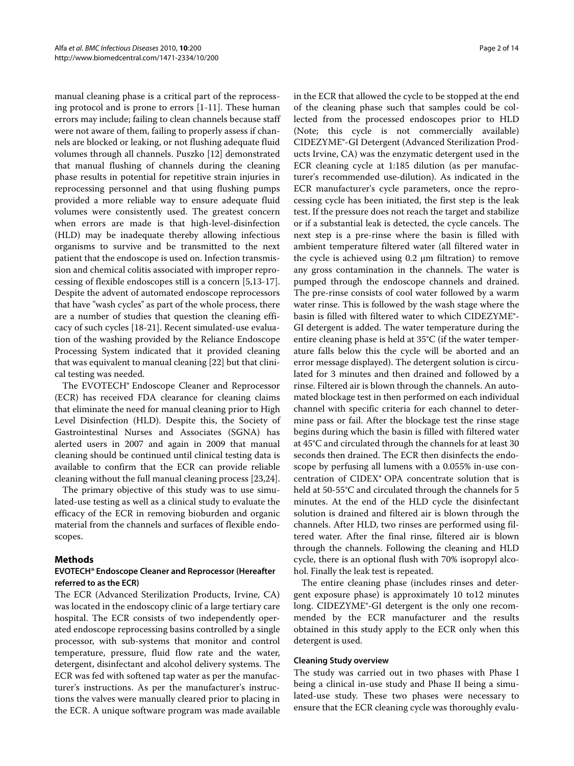manual cleaning phase is a critical part of the reprocessing protocol and is prone to errors [1-11]. These human errors may include; failing to clean channels because staff were not aware of them, failing to properly assess if channels are blocked or leaking, or not flushing adequate fluid volumes through all channels. Puszko [12] demonstrated that manual flushing of channels during the cleaning phase results in potential for repetitive strain injuries in reprocessing personnel and that using flushing pumps provided a more reliable way to ensure adequate fluid volumes were consistently used. The greatest concern when errors are made is that high-level-disinfection (HLD) may be inadequate thereby allowing infectious organisms to survive and be transmitted to the next patient that the endoscope is used on. Infection transmission and chemical colitis associated with improper reprocessing of flexible endoscopes still is a concern [5,13-17]. Despite the advent of automated endoscope reprocessors that have "wash cycles" as part of the whole process, there are a number of studies that question the cleaning efficacy of such cycles [18-21]. Recent simulated-use evaluation of the washing provided by the Reliance Endoscope Processing System indicated that it provided cleaning that was equivalent to manual cleaning [22] but that clinical testing was needed.

The EVOTECH® Endoscope Cleaner and Reprocessor (ECR) has received FDA clearance for cleaning claims that eliminate the need for manual cleaning prior to High Level Disinfection (HLD). Despite this, the Society of Gastrointestinal Nurses and Associates (SGNA) has alerted users in 2007 and again in 2009 that manual cleaning should be continued until clinical testing data is available to confirm that the ECR can provide reliable cleaning without the full manual cleaning process [23,24].

The primary objective of this study was to use simulated-use testing as well as a clinical study to evaluate the efficacy of the ECR in removing bioburden and organic material from the channels and surfaces of flexible endoscopes.

## Methods

### EVOTECH® Endoscope Cleaner and Reprocessor (Hereafter referred to as the ECR)

The ECR (Advanced Sterilization Products, Irvine, CA) was located in the endoscopy clinic of a large tertiary care hospital. The ECR consists of two independently operated endoscope reprocessing basins controlled by a single processor, with sub-systems that monitor and control temperature, pressure, fluid flow rate and the water, detergent, disinfectant and alcohol delivery systems. The ECR was fed with softened tap water as per the manufacturer's instructions. As per the manufacturer's instructions the valves were manually cleared prior to placing in the ECR. A unique software program was made available in the ECR that allowed the cycle to be stopped at the end of the cleaning phase such that samples could be collected from the processed endoscopes prior to HLD (Note; this cycle is not commercially available) CIDEZYME®-GI Detergent (Advanced Sterilization Products Irvine, CA) was the enzymatic detergent used in the ECR cleaning cycle at 1:185 dilution (as per manufacturer's recommended use-dilution). As indicated in the ECR manufacturer's cycle parameters, once the reprocessing cycle has been initiated, the first step is the leak test. If the pressure does not reach the target and stabilize or if a substantial leak is detected, the cycle cancels. The next step is a pre-rinse where the basin is filled with ambient temperature filtered water (all filtered water in the cycle is achieved using 0.2 μm filtration) to remove any gross contamination in the channels. The water is pumped through the endoscope channels and drained. The pre-rinse consists of cool water followed by a warm water rinse. This is followed by the wash stage where the basin is filled with filtered water to which CIDEZYME®-GI detergent is added. The water temperature during the entire cleaning phase is held at 35°C (if the water temperature falls below this the cycle will be aborted and an error message displayed). The detergent solution is circulated for 3 minutes and then drained and followed by a rinse. Filtered air is blown through the channels. An automated blockage test in then performed on each individual channel with specific criteria for each channel to determine pass or fail. After the blockage test the rinse stage begins during which the basin is filled with filtered water at 45°C and circulated through the channels for at least 30 seconds then drained. The ECR then disinfects the endoscope by perfusing all lumens with a 0.055% in-use concentration of CIDEX® OPA concentrate solution that is held at 50-55°C and circulated through the channels for 5 minutes. At the end of the HLD cycle the disinfectant solution is drained and filtered air is blown through the channels. After HLD, two rinses are performed using filtered water. After the final rinse, filtered air is blown through the channels. Following the cleaning and HLD cycle, there is an optional flush with 70% isopropyl alcohol. Finally the leak test is repeated.

The entire cleaning phase (includes rinses and detergent exposure phase) is approximately 10 to12 minutes long. CIDEZYME®-GI detergent is the only one recommended by the ECR manufacturer and the results obtained in this study apply to the ECR only when this detergent is used.

#### Cleaning Study overview

The study was carried out in two phases with Phase I being a clinical in-use study and Phase II being a simulated-use study. These two phases were necessary to ensure that the ECR cleaning cycle was thoroughly evalu-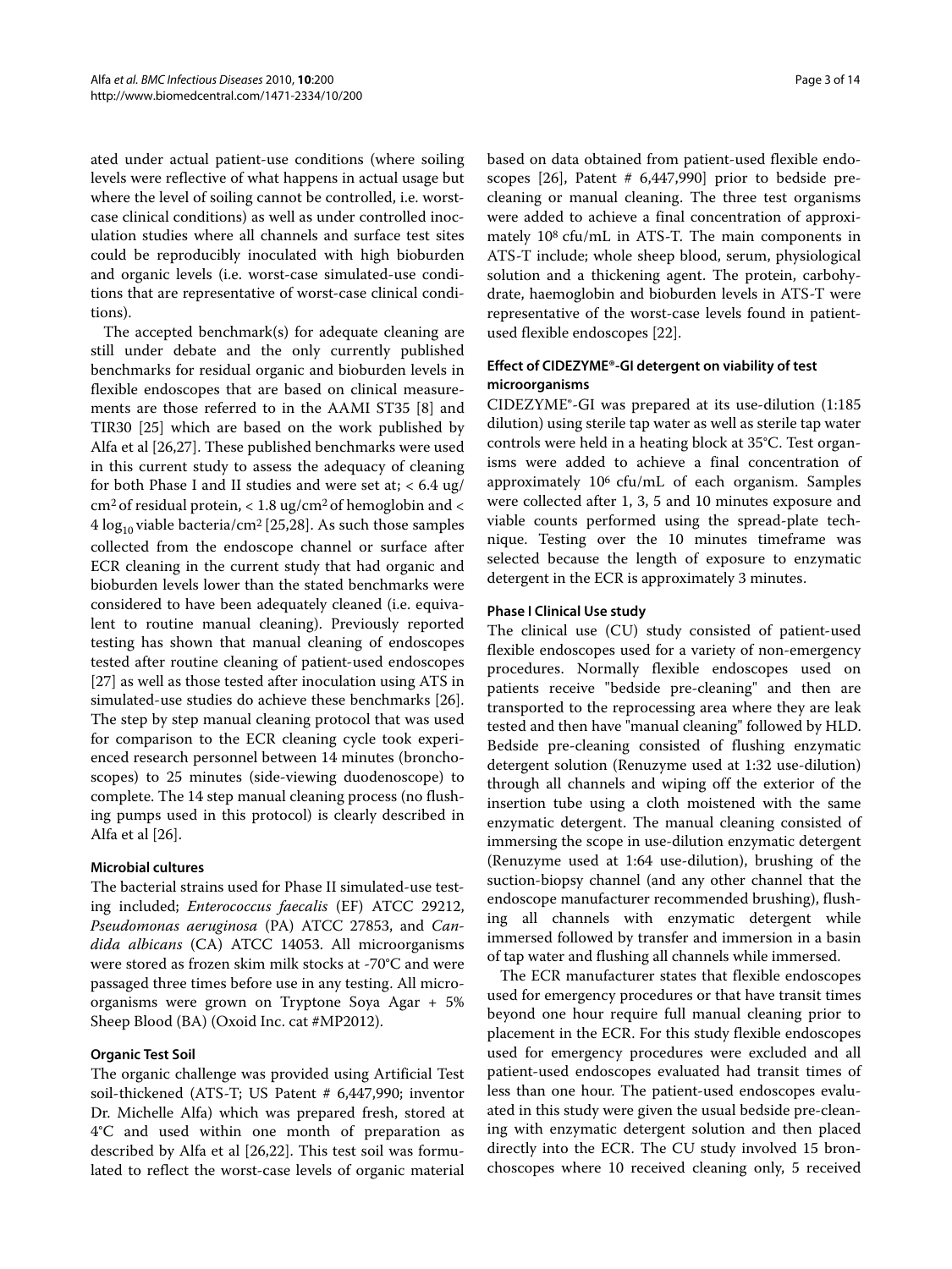ated under actual patient-use conditions (where soiling levels were reflective of what happens in actual usage but where the level of soiling cannot be controlled, i.e. worst-case clinical conditions) as well as under controlled inoculation studies where all channels and surface test sites could be reproducibly inoculated with high bioburden and organic levels (i.e. worst-case simulated-use conditions that are representative of worst-case clinical conditions).

The accepted benchmark(s) for adequate cleaning are still under debate and the only currently published benchmarks for residual organic and bioburden levels in flexible endoscopes that are based on clinical measurements are those referred to in the AAMI ST35 [8] and TIR30 [25] which are based on the work published by Alfa et al [26,27]. These published benchmarks were used in this current study to assess the adequacy of cleaning for both Phase I and II studies and were set at; < 6.4 ug/cm$^2$ of residual protein, < 1.8 ug/cm$^2$ of hemoglobin and < 4 $\log_{10}$ viable bacteria/cm$^2$ [25,28]. As such those samples collected from the endoscope channel or surface after ECR cleaning in the current study that had organic and bioburden levels lower than the stated benchmarks were considered to have been adequately cleaned (i.e. equivalent to routine manual cleaning). Previously reported testing has shown that manual cleaning of endoscopes tested after routine cleaning of patient-used endoscopes [27] as well as those tested after inoculation using ATS in simulated-use studies do achieve these benchmarks [26]. The step by step manual cleaning protocol that was used for comparison to the ECR cleaning cycle took experienced research personnel between 14 minutes (bronchoscopes) to 25 minutes (side-viewing duodenoscope) to complete. The 14 step manual cleaning process (no flushing pumps used in this protocol) is clearly described in Alfa et al [26].

### Microbial cultures

The bacterial strains used for Phase II simulated-use testing included; *Enterococcus faecalis* (EF) ATCC 29212, *Pseudomonas aeruginosa* (PA) ATCC 27853, and *Candida albicans* (CA) ATCC 14053. All microorganisms were stored as frozen skim milk stocks at -70°C and were passaged three times before use in any testing. All microorganisms were grown on Tryptone Soya Agar + 5% Sheep Blood (BA) (Oxoid Inc. cat #MP2012).

### Organic Test Soil

The organic challenge was provided using Artificial Test soil-thickened (ATS-T; US Patent # 6,447,990; inventor Dr. Michelle Alfa) which was prepared fresh, stored at 4°C and used within one month of preparation as described by Alfa et al [26,22]. This test soil was formulated to reflect the worst-case levels of organic material based on data obtained from patient-used flexible endoscopes [26], Patent # 6,447,990] prior to bedside pre-cleaning or manual cleaning. The three test organisms were added to achieve a final concentration of approximately $10^8$ cfu/mL in ATS-T. The main components in ATS-T include; whole sheep blood, serum, physiological solution and a thickening agent. The protein, carbohydrate, haemoglobin and bioburden levels in ATS-T were representative of the worst-case levels found in patient-used flexible endoscopes [22].

### Effect of CIDEZYME®-GI detergent on viability of test microorganisms

CIDEZYME®-GI was prepared at its use-dilution (1:185 dilution) using sterile tap water as well as sterile tap water controls were held in a heating block at 35°C. Test organisms were added to achieve a final concentration of approximately $10^6$ cfu/mL of each organism. Samples were collected after 1, 3, 5 and 10 minutes exposure and viable counts performed using the spread-plate technique. Testing over the 10 minutes timeframe was selected because the length of exposure to enzymatic detergent in the ECR is approximately 3 minutes.

### Phase I Clinical Use study

The clinical use (CU) study consisted of patient-used flexible endoscopes used for a variety of non-emergency procedures. Normally flexible endoscopes used on patients receive "bedside pre-cleaning" and then are transported to the reprocessing area where they are leak tested and then have "manual cleaning" followed by HLD. Bedside pre-cleaning consisted of flushing enzymatic detergent solution (Renuzyme used at 1:32 use-dilution) through all channels and wiping off the exterior of the insertion tube using a cloth moistened with the same enzymatic detergent. The manual cleaning consisted of immersing the scope in use-dilution enzymatic detergent (Renuzyme used at 1:64 use-dilution), brushing of the suction-biopsy channel (and any other channel that the endoscope manufacturer recommended brushing), flushing all channels with enzymatic detergent while immersed followed by transfer and immersion in a basin of tap water and flushing all channels while immersed.

The ECR manufacturer states that flexible endoscopes used for emergency procedures or that have transit times beyond one hour require full manual cleaning prior to placement in the ECR. For this study flexible endoscopes used for emergency procedures were excluded and all patient-used endoscopes evaluated had transit times of less than one hour. The patient-used endoscopes evaluated in this study were given the usual bedside pre-cleaning with enzymatic detergent solution and then placed directly into the ECR. The CU study involved 15 bronchoscopes where 10 received cleaning only, 5 received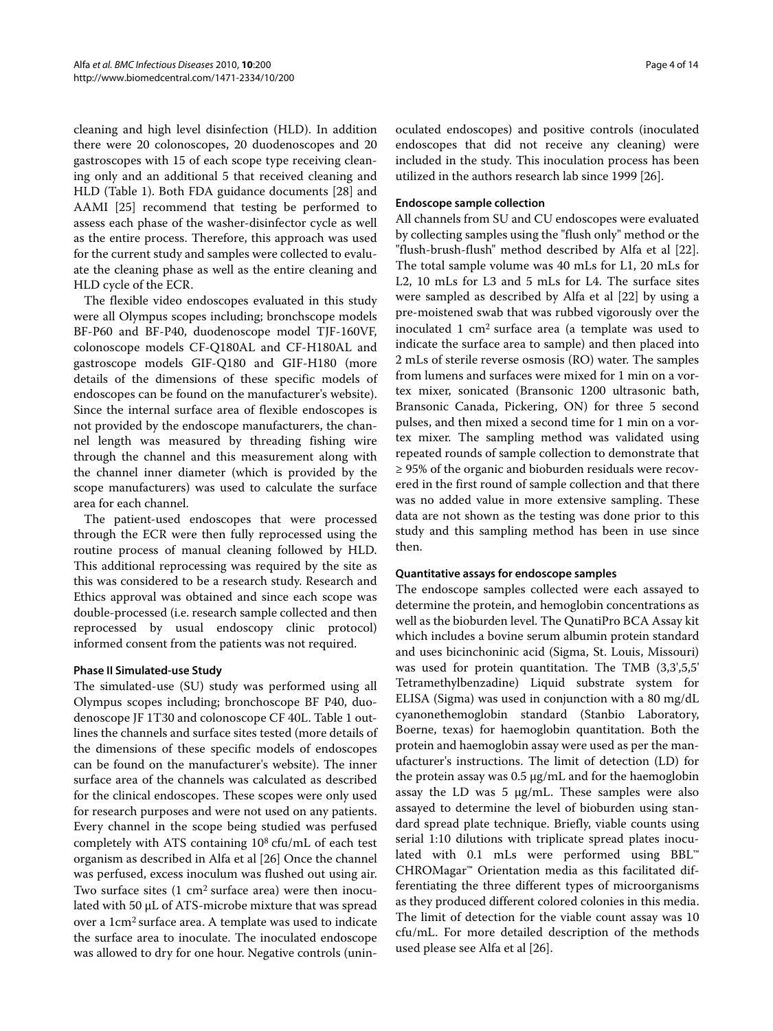cleaning and high level disinfection (HLD). In addition there were 20 colonoscopes, 20 duodenoscopes and 20 gastroscopes with 15 of each scope type receiving cleaning only and an additional 5 that received cleaning and HLD (Table 1). Both FDA guidance documents [28] and AAMI [25] recommend that testing be performed to assess each phase of the washer-disinfector cycle as well as the entire process. Therefore, this approach was used for the current study and samples were collected to evaluate the cleaning phase as well as the entire cleaning and HLD cycle of the ECR.

The flexible video endoscopes evaluated in this study were all Olympus scopes including; bronchscope models BF-P60 and BF-P40, duodenoscope model TJF-160VF, colonoscope models CF-Q180AL and CF-H180AL and gastroscope models GIF-Q180 and GIF-H180 (more details of the dimensions of these specific models of endoscopes can be found on the manufacturer's website). Since the internal surface area of flexible endoscopes is not provided by the endoscope manufacturers, the channel length was measured by threading fishing wire through the channel and this measurement along with the channel inner diameter (which is provided by the scope manufacturers) was used to calculate the surface area for each channel.

The patient-used endoscopes that were processed through the ECR were then fully reprocessed using the routine process of manual cleaning followed by HLD. This additional reprocessing was required by the site as this was considered to be a research study. Research and Ethics approval was obtained and since each scope was double-processed (i.e. research sample collected and then reprocessed by usual endoscopy clinic protocol) informed consent from the patients was not required.

#### Phase II Simulated-use Study

The simulated-use (SU) study was performed using all Olympus scopes including; bronchoscope BF P40, duodenoscope JF 1T30 and colonoscope CF 40L. Table 1 outlines the channels and surface sites tested (more details of the dimensions of these specific models of endoscopes can be found on the manufacturer's website). The inner surface area of the channels was calculated as described for the clinical endoscopes. These scopes were only used for research purposes and were not used on any patients. Every channel in the scope being studied was perfused completely with ATS containing $10^8$ cfu/mL of each test organism as described in Alfa et al [26] Once the channel was perfused, excess inoculum was flushed out using air. Two surface sites (1 $cm^2$ surface area) were then inoculated with 50 μL of ATS-microbe mixture that was spread over a 1$cm^2$ surface area. A template was used to indicate the surface area to inoculate. The inoculated endoscope was allowed to dry for one hour. Negative controls (uninoculated endoscopes) and positive controls (inoculated endoscopes that did not receive any cleaning) were included in the study. This inoculation process has been utilized in the authors research lab since 1999 [26].

#### Endoscope sample collection

All channels from SU and CU endoscopes were evaluated by collecting samples using the "flush only" method or the "flush-brush-flush" method described by Alfa et al [22]. The total sample volume was 40 mLs for L1, 20 mLs for L2, 10 mLs for L3 and 5 mLs for L4. The surface sites were sampled as described by Alfa et al [22] by using a pre-moistened swab that was rubbed vigorously over the inoculated 1 $cm^2$ surface area (a template was used to indicate the surface area to sample) and then placed into 2 mLs of sterile reverse osmosis (RO) water. The samples from lumens and surfaces were mixed for 1 min on a vortex mixer, sonicated (Bransonic 1200 ultrasonic bath, Bransonic Canada, Pickering, ON) for three 5 second pulses, and then mixed a second time for 1 min on a vortex mixer. The sampling method was validated using repeated rounds of sample collection to demonstrate that ≥ 95% of the organic and bioburden residuals were recovered in the first round of sample collection and that there was no added value in more extensive sampling. These data are not shown as the testing was done prior to this study and this sampling method has been in use since then.

#### Quantitative assays for endoscope samples

The endoscope samples collected were each assayed to determine the protein, and hemoglobin concentrations as well as the bioburden level. The QunatiPro BCA Assay kit which includes a bovine serum albumin protein standard and uses bicinchoninic acid (Sigma, St. Louis, Missouri) was used for protein quantitation. The TMB (3,3',5,5' Tetramethylbenzadine) Liquid substrate system for ELISA (Sigma) was used in conjunction with a 80 mg/dL cyanonethemoglobin standard (Stanbio Laboratory, Boerne, texas) for haemoglobin quantitation. Both the protein and haemoglobin assay were used as per the manufacturer's instructions. The limit of detection (LD) for the protein assay was 0.5 μg/mL and for the haemoglobin assay the LD was 5 μg/mL. These samples were also assayed to determine the level of bioburden using standard spread plate technique. Briefly, viable counts using serial 1:10 dilutions with triplicate spread plates inoculated with 0.1 mLs were performed using BBL™ CHROMagar™ Orientation media as this facilitated differentiating the three different types of microorganisms as they produced different colored colonies in this media. The limit of detection for the viable count assay was 10 cfu/mL. For more detailed description of the methods used please see Alfa et al [26].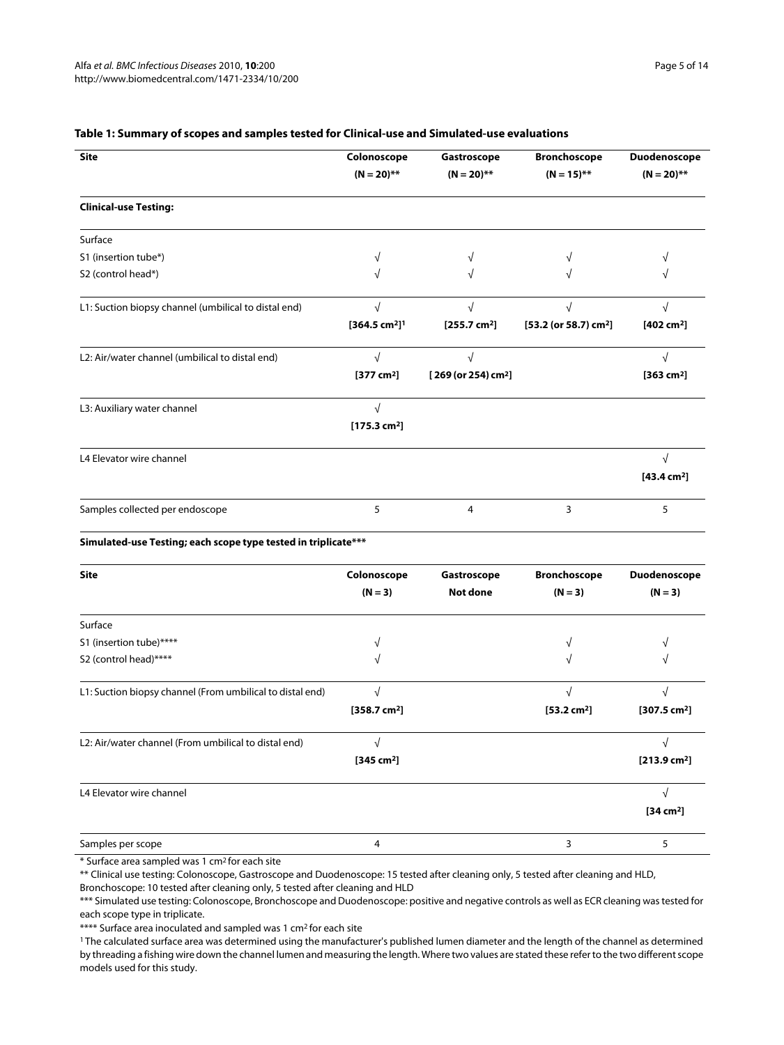**Table 1: Summary of scopes and samples tested for Clinical-use and Simulated-use evaluations**

| Site | Colonoscope (N = 20)** | Gastroscope (N = 20)** | Bronchoscope (N = 15)** | Duodenoscope (N = 20)** |
|---|---|---|---|---|
| **Clinical-use Testing:** | | | | |
| Surface | | | | |
| S1 (insertion tube*) | √ | √ | √ | √ |
| S2 (control head*) | √ | √ | √ | √ |
| L1: Suction biopsy channel (umbilical to distal end) | √ [364.5 $cm^2$][1] | √ [255.7 $cm^2$] | √ [53.2 (or 58.7) $cm^2$] | √ [402 $cm^2$] |
| L2: Air/water channel (umbilical to distal end) | √ [377 $cm^2$] | √ [ 269 (or 254) $cm^2$] | | √ [363 $cm^2$] |
| L3: Auxiliary water channel | √ [175.3 $cm^2$] | | | |
| L4 Elevator wire channel | | | | √ [43.4 $cm^2$] |
| Samples collected per endoscope | 5 | 4 | 3 | 5 |
| **Simulated-use Testing; each scope type tested in triplicate***** | | | | |
| **Site** | **Colonoscope (N = 3)** | **Gastroscope Not done** | **Bronchoscope (N = 3)** | **Duodenoscope (N = 3)** |
| Surface | | | | |
| S1 (insertion tube)**** | √ | | √ | √ |
| S2 (control head)**** | √ | | √ | √ |
| L1: Suction biopsy channel (From umbilical to distal end) | √ [358.7 $cm^2$] | | √ [53.2 $cm^2$] | √ [307.5 $cm^2$] |
| L2: Air/water channel (From umbilical to distal end) | √ [345 $cm^2$] | | | √ [213.9 $cm^2$] |
| L4 Elevator wire channel | | | | √ [34 $cm^2$] |
| Samples per scope | 4 | | 3 | 5 |

* Surface area sampled was 1 $cm^2$ for each site

** Clinical use testing: Colonoscope, Gastroscope and Duodenoscope: 15 tested after cleaning only, 5 tested after cleaning and HLD, Bronchoscope: 10 tested after cleaning only, 5 tested after cleaning and HLD

*** Simulated use testing: Colonoscope, Bronchoscope and Duodenoscope: positive and negative controls as well as ECR cleaning was tested for each scope type in triplicate.

**** Surface area inoculated and sampled was 1 $cm^2$ for each site

[1] The calculated surface area was determined using the manufacturer's published lumen diameter and the length of the channel as determined by threading a fishing wire down the channel lumen and measuring the length. Where two values are stated these refer to the two different scope models used for this study.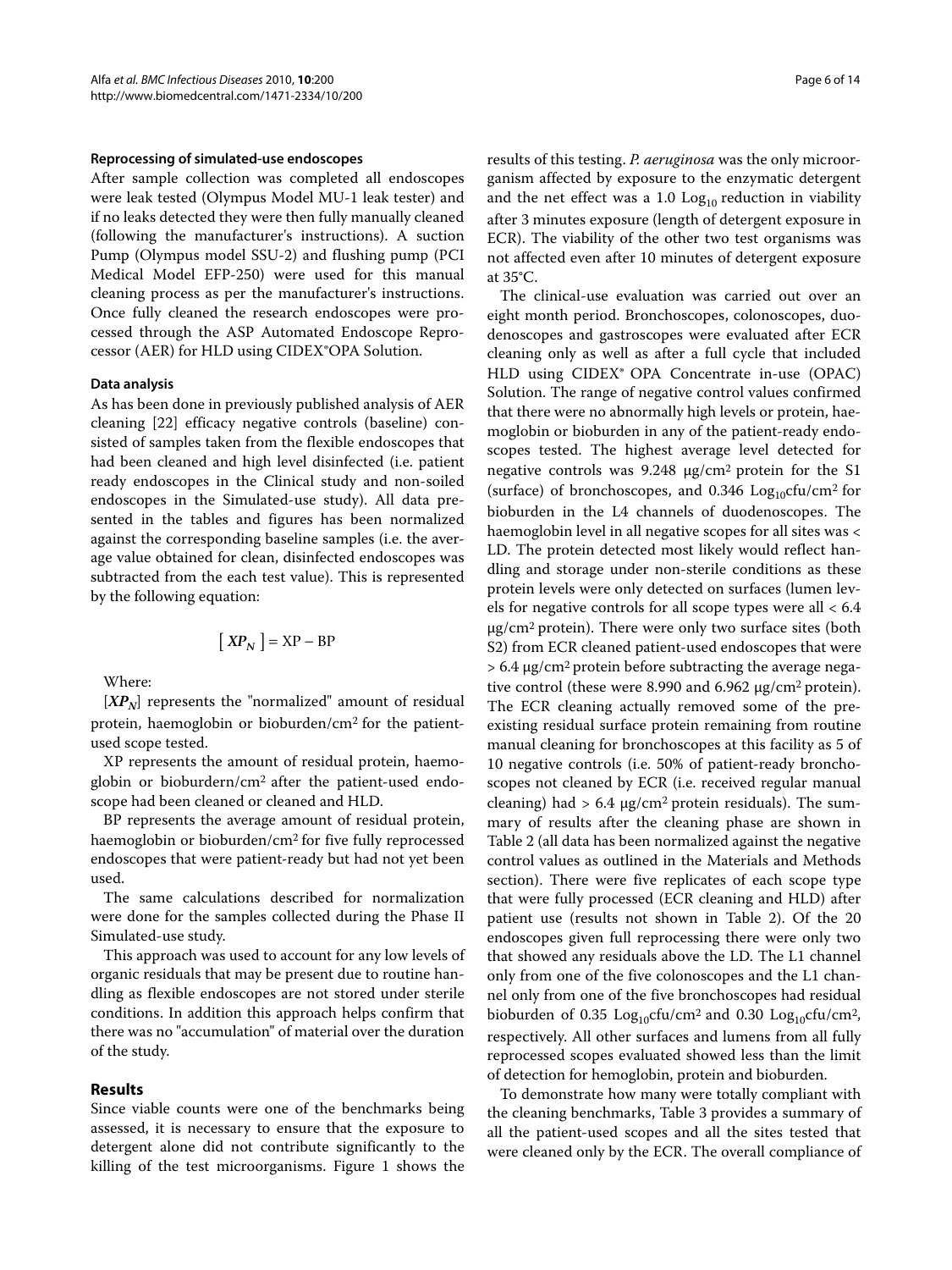### Reprocessing of simulated-use endoscopes

After sample collection was completed all endoscopes were leak tested (Olympus Model MU-1 leak tester) and if no leaks detected they were then fully manually cleaned (following the manufacturer's instructions). A suction Pump (Olympus model SSU-2) and flushing pump (PCI Medical Model EFP-250) were used for this manual cleaning process as per the manufacturer's instructions. Once fully cleaned the research endoscopes were processed through the ASP Automated Endoscope Reprocessor (AER) for HLD using CIDEX®OPA Solution.

### Data analysis

As has been done in previously published analysis of AER cleaning [22] efficacy negative controls (baseline) consisted of samples taken from the flexible endoscopes that had been cleaned and high level disinfected (i.e. patient ready endoscopes in the Clinical study and non-soiled endoscopes in the Simulated-use study). All data presented in the tables and figures has been normalized against the corresponding baseline samples (i.e. the average value obtained for clean, disinfected endoscopes was subtracted from the each test value). This is represented by the following equation:

$$[\boldsymbol{XP_N}] = \text{XP} - \text{BP}$$

Where:

$[\boldsymbol{XP_N}]$ represents the "normalized" amount of residual protein, haemoglobin or bioburden/cm$^2$ for the patient-used scope tested.

XP represents the amount of residual protein, haemoglobin or bioburdern/cm$^2$ after the patient-used endoscope had been cleaned or cleaned and HLD.

BP represents the average amount of residual protein, haemoglobin or bioburden/cm$^2$ for five fully reprocessed endoscopes that were patient-ready but had not yet been used.

The same calculations described for normalization were done for the samples collected during the Phase II Simulated-use study.

This approach was used to account for any low levels of organic residuals that may be present due to routine handling as flexible endoscopes are not stored under sterile conditions. In addition this approach helps confirm that there was no "accumulation" of material over the duration of the study.

## Results

Since viable counts were one of the benchmarks being assessed, it is necessary to ensure that the exposure to detergent alone did not contribute significantly to the killing of the test microorganisms. Figure 1 shows the results of this testing. *P. aeruginosa* was the only microorganism affected by exposure to the enzymatic detergent and the net effect was a 1.0 $\text{Log}_{10}$ reduction in viability after 3 minutes exposure (length of detergent exposure in ECR). The viability of the other two test organisms was not affected even after 10 minutes of detergent exposure at 35°C.

The clinical-use evaluation was carried out over an eight month period. Bronchoscopes, colonoscopes, duodenoscopes and gastroscopes were evaluated after ECR cleaning only as well as after a full cycle that included HLD using CIDEX® OPA Concentrate in-use (OPAC) Solution. The range of negative control values confirmed that there were no abnormally high levels or protein, haemoglobin or bioburden in any of the patient-ready endoscopes tested. The highest average level detected for negative controls was 9.248 μg/cm$^2$ protein for the S1 (surface) of bronchoscopes, and 0.346 $\text{Log}_{10}$cfu/cm$^2$ for bioburden in the L4 channels of duodenoscopes. The haemoglobin level in all negative scopes for all sites was < LD. The protein detected most likely would reflect handling and storage under non-sterile conditions as these protein levels were only detected on surfaces (lumen levels for negative controls for all scope types were all < 6.4 μg/cm$^2$ protein). There were only two surface sites (both S2) from ECR cleaned patient-used endoscopes that were > 6.4 μg/cm$^2$ protein before subtracting the average negative control (these were 8.990 and 6.962 μg/cm$^2$ protein). The ECR cleaning actually removed some of the pre-existing residual surface protein remaining from routine manual cleaning for bronchoscopes at this facility as 5 of 10 negative controls (i.e. 50% of patient-ready bronchoscopes not cleaned by ECR (i.e. received regular manual cleaning) had > 6.4 μg/cm$^2$ protein residuals). The summary of results after the cleaning phase are shown in Table 2 (all data has been normalized against the negative control values as outlined in the Materials and Methods section). There were five replicates of each scope type that were fully processed (ECR cleaning and HLD) after patient use (results not shown in Table 2). Of the 20 endoscopes given full reprocessing there were only two that showed any residuals above the LD. The L1 channel only from one of the five colonoscopes and the L1 channel only from one of the five bronchoscopes had residual bioburden of 0.35 $\text{Log}_{10}$cfu/cm$^2$ and 0.30 $\text{Log}_{10}$cfu/cm$^2$, respectively. All other surfaces and lumens from all fully reprocessed scopes evaluated showed less than the limit of detection for hemoglobin, protein and bioburden.

To demonstrate how many were totally compliant with the cleaning benchmarks, Table 3 provides a summary of all the patient-used scopes and all the sites tested that were cleaned only by the ECR. The overall compliance of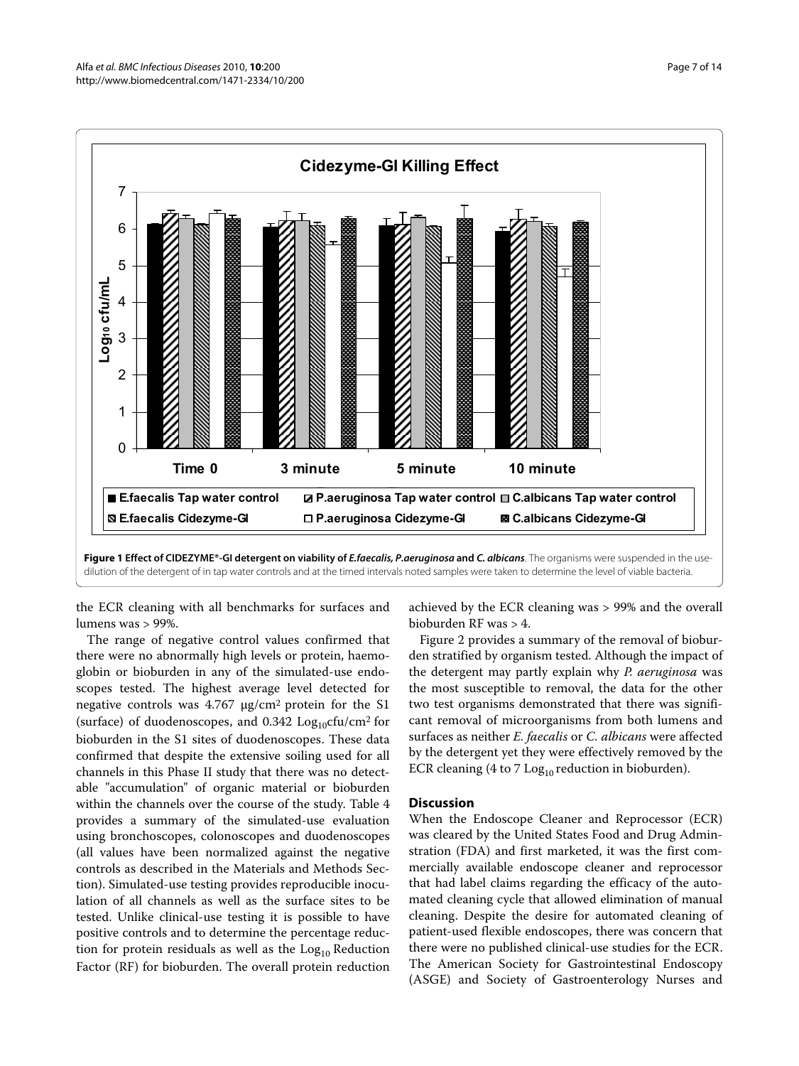**Figure 1 Effect of CIDEZYME®-GI detergent on viability of *E.faecalis, P.aeruginosa* and *C. albicans***. The organisms were suspended in the use-dilution of the detergent of in tap water controls and at the timed intervals noted samples were taken to determine the level of viable bacteria.

the ECR cleaning with all benchmarks for surfaces and lumens was > 99%.

The range of negative control values confirmed that there were no abnormally high levels or protein, haemoglobin or bioburden in any of the simulated-use endoscopes tested. The highest average level detected for negative controls was 4.767 μg/cm² protein for the S1 (surface) of duodenoscopes, and 0.342 $Log_{10}$cfu/cm² for bioburden in the S1 sites of duodenoscopes. These data confirmed that despite the extensive soiling used for all channels in this Phase II study that there was no detectable "accumulation" of organic material or bioburden within the channels over the course of the study. Table 4 provides a summary of the simulated-use evaluation using bronchoscopes, colonoscopes and duodenoscopes (all values have been normalized against the negative controls as described in the Materials and Methods Section). Simulated-use testing provides reproducible inoculation of all channels as well as the surface sites to be tested. Unlike clinical-use testing it is possible to have positive controls and to determine the percentage reduction for protein residuals as well as the $Log_{10}$ Reduction Factor (RF) for bioburden. The overall protein reduction achieved by the ECR cleaning was > 99% and the overall bioburden RF was > 4.

Figure 2 provides a summary of the removal of bioburden stratified by organism tested. Although the impact of the detergent may partly explain why *P. aeruginosa* was the most susceptible to removal, the data for the other two test organisms demonstrated that there was significant removal of microorganisms from both lumens and surfaces as neither *E. faecalis* or *C. albicans* were affected by the detergent yet they were effectively removed by the ECR cleaning (4 to 7 $Log_{10}$ reduction in bioburden).

## Discussion

When the Endoscope Cleaner and Reprocessor (ECR) was cleared by the United States Food and Drug Adminstration (FDA) and first marketed, it was the first commercially available endoscope cleaner and reprocessor that had label claims regarding the efficacy of the automated cleaning cycle that allowed elimination of manual cleaning. Despite the desire for automated cleaning of patient-used flexible endoscopes, there was concern that there were no published clinical-use studies for the ECR. The American Society for Gastrointestinal Endoscopy (ASGE) and Society of Gastroenterology Nurses and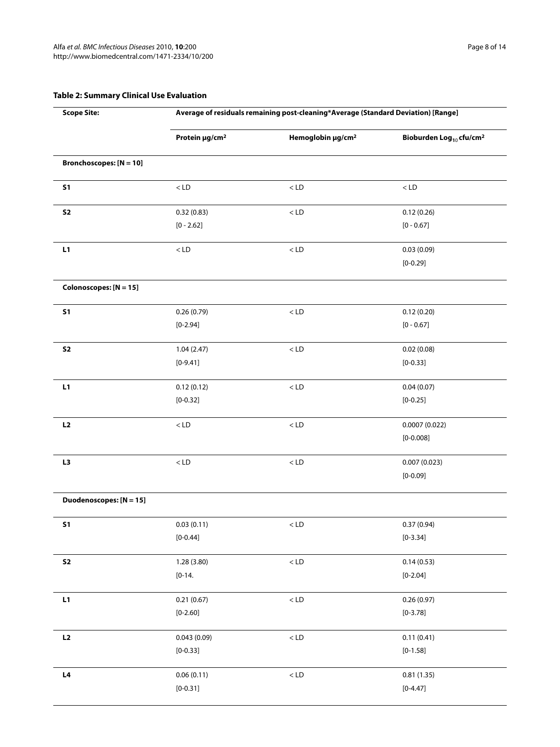**Table 2: Summary Clinical Use Evaluation**

| Scope Site: | Average of residuals remaining post-cleaning*Average (Standard Deviation) [Range] | | |
|---|---|---|---|
| | Protein μg/cm² | Hemoglobin μg/cm² | Bioburden $Log_{10}$ cfu/cm² |
| **Bronchoscopes: [N = 10]** | | | |
| **S1** | < LD | < LD | < LD |
| **S2** | 0.32 (0.83) [0 - 2.62] | < LD | 0.12 (0.26) [0 - 0.67] |
| **L1** | < LD | < LD | 0.03 (0.09) [0-0.29] |
| **Colonoscopes: [N = 15]** | | | |
| **S1** | 0.26 (0.79) [0-2.94] | < LD | 0.12 (0.20) [0 - 0.67] |
| **S2** | 1.04 (2.47) [0-9.41] | < LD | 0.02 (0.08) [0-0.33] |
| **L1** | 0.12 (0.12) [0-0.32] | < LD | 0.04 (0.07) [0-0.25] |
| **L2** | < LD | < LD | 0.0007 (0.022) [0-0.008] |
| **L3** | < LD | < LD | 0.007 (0.023) [0-0.09] |
| **Duodenoscopes: [N = 15]** | | | |
| **S1** | 0.03 (0.11) [0-0.44] | < LD | 0.37 (0.94) [0-3.34] |
| **S2** | 1.28 (3.80) [0-14. | < LD | 0.14 (0.53) [0-2.04] |
| **L1** | 0.21 (0.67) [0-2.60] | < LD | 0.26 (0.97) [0-3.78] |
| **L2** | 0.043 (0.09) [0-0.33] | < LD | 0.11 (0.41) [0-1.58] |
| **L4** | 0.06 (0.11) [0-0.31] | < LD | 0.81 (1.35) [0-4.47] |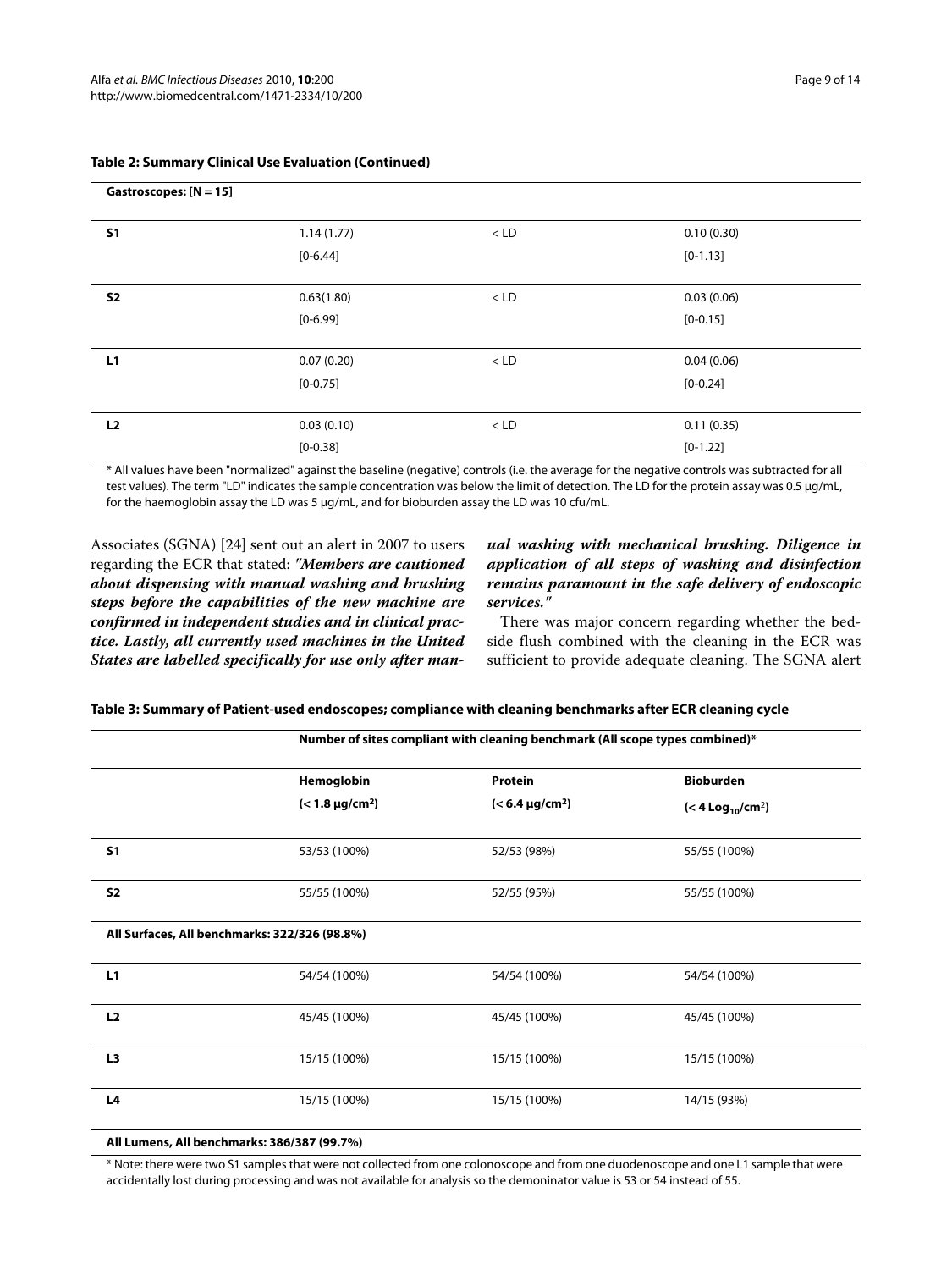**Table 2: Summary Clinical Use Evaluation (Continued)**

| Gastroscopes: [N = 15] | | | |
|---|---|---|---|
| **S1** | 1.14 (1.77) [0-6.44] | < LD | 0.10 (0.30) [0-1.13] |
| **S2** | 0.63(1.80) [0-6.99] | < LD | 0.03 (0.06) [0-0.15] |
| **L1** | 0.07 (0.20) [0-0.75] | < LD | 0.04 (0.06) [0-0.24] |
| **L2** | 0.03 (0.10) [0-0.38] | < LD | 0.11 (0.35) [0-1.22] |

\* All values have been "normalized" against the baseline (negative) controls (i.e. the average for the negative controls was subtracted for all test values). The term "LD" indicates the sample concentration was below the limit of detection. The LD for the protein assay was 0.5 μg/mL, for the haemoglobin assay the LD was 5 μg/mL, and for bioburden assay the LD was 10 cfu/mL.

Associates (SGNA) [24] sent out an alert in 2007 to users regarding the ECR that stated: ***"Members are cautioned about dispensing with manual washing and brushing steps before the capabilities of the new machine are confirmed in independent studies and in clinical practice. Lastly, all currently used machines in the United States are labelled specifically for use only after manual washing with mechanical brushing. Diligence in application of all steps of washing and disinfection remains paramount in the safe delivery of endoscopic services."***

There was major concern regarding whether the bedside flush combined with the cleaning in the ECR was sufficient to provide adequate cleaning. The SGNA alert

**Table 3: Summary of Patient-used endoscopes; compliance with cleaning benchmarks after ECR cleaning cycle**

| | Number of sites compliant with cleaning benchmark (All scope types combined)* | | |
|---|---|---|---|
| | **Hemoglobin** (< 1.8 μg/cm$^2$) | **Protein** (< 6.4 μg/cm$^2$) | **Bioburden** (< 4 $Log_{10}$/cm$^2$) |
| **S1** | 53/53 (100%) | 52/53 (98%) | 55/55 (100%) |
| **S2** | 55/55 (100%) | 52/55 (95%) | 55/55 (100%) |
| **All Surfaces, All benchmarks: 322/326 (98.8%)** | | | |
| **L1** | 54/54 (100%) | 54/54 (100%) | 54/54 (100%) |
| **L2** | 45/45 (100%) | 45/45 (100%) | 45/45 (100%) |
| **L3** | 15/15 (100%) | 15/15 (100%) | 15/15 (100%) |
| **L4** | 15/15 (100%) | 15/15 (100%) | 14/15 (93%) |
| **All Lumens, All benchmarks: 386/387 (99.7%)** | | | |

\* Note: there were two S1 samples that were not collected from one colonoscope and from one duodenoscope and one L1 sample that were accidentally lost during processing and was not available for analysis so the demoninator value is 53 or 54 instead of 55.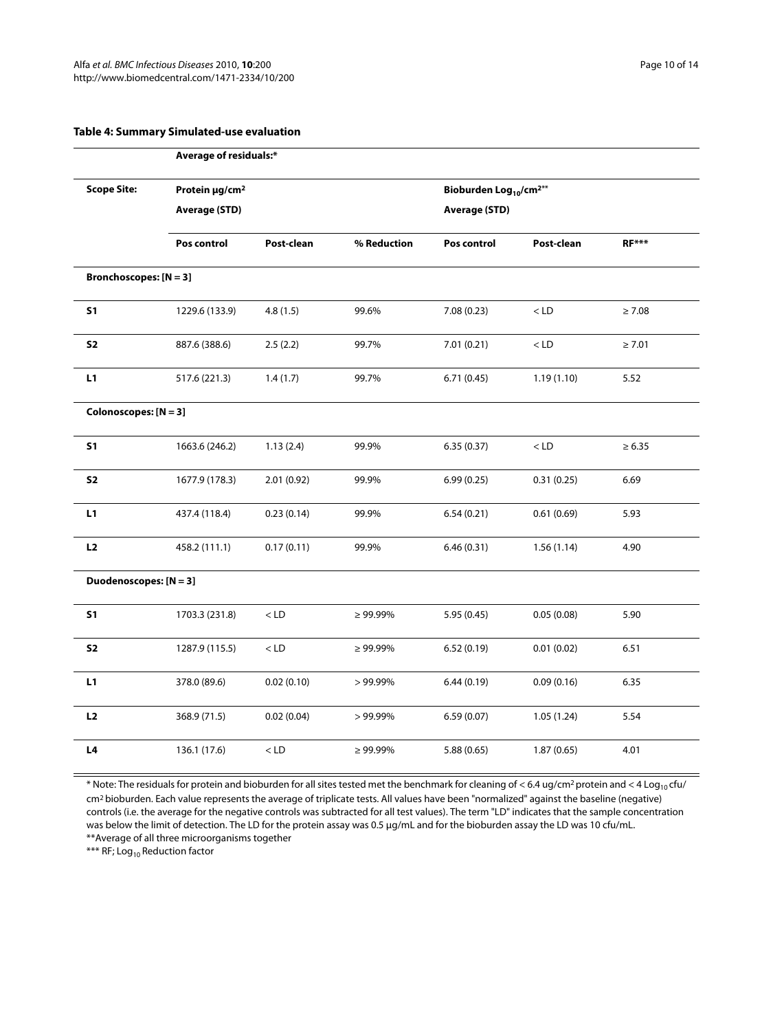**Table 4: Summary Simulated-use evaluation**

| | Average of residuals:* | | | | | |
|---|---|---|---|---|---|---|
| **Scope Site:** | **Protein µg/cm²** **Average (STD)** | | | **Bioburden $Log_{10}/cm^2$**** **Average (STD)** | | |
| | **Pos control** | **Post-clean** | **% Reduction** | **Pos control** | **Post-clean** | **RF***** |
| **Bronchoscopes: [N = 3]** | | | | | | |
| **S1** | 1229.6 (133.9) | 4.8 (1.5) | 99.6% | 7.08 (0.23) | < LD | ≥ 7.08 |
| **S2** | 887.6 (388.6) | 2.5 (2.2) | 99.7% | 7.01 (0.21) | < LD | ≥ 7.01 |
| **L1** | 517.6 (221.3) | 1.4 (1.7) | 99.7% | 6.71 (0.45) | 1.19 (1.10) | 5.52 |
| **Colonoscopes: [N = 3]** | | | | | | |
| **S1** | 1663.6 (246.2) | 1.13 (2.4) | 99.9% | 6.35 (0.37) | < LD | ≥ 6.35 |
| **S2** | 1677.9 (178.3) | 2.01 (0.92) | 99.9% | 6.99 (0.25) | 0.31 (0.25) | 6.69 |
| **L1** | 437.4 (118.4) | 0.23 (0.14) | 99.9% | 6.54 (0.21) | 0.61 (0.69) | 5.93 |
| **L2** | 458.2 (111.1) | 0.17 (0.11) | 99.9% | 6.46 (0.31) | 1.56 (1.14) | 4.90 |
| **Duodenoscopes: [N = 3]** | | | | | | |
| **S1** | 1703.3 (231.8) | < LD | ≥ 99.99% | 5.95 (0.45) | 0.05 (0.08) | 5.90 |
| **S2** | 1287.9 (115.5) | < LD | ≥ 99.99% | 6.52 (0.19) | 0.01 (0.02) | 6.51 |
| **L1** | 378.0 (89.6) | 0.02 (0.10) | > 99.99% | 6.44 (0.19) | 0.09 (0.16) | 6.35 |
| **L2** | 368.9 (71.5) | 0.02 (0.04) | > 99.99% | 6.59 (0.07) | 1.05 (1.24) | 5.54 |
| **L4** | 136.1 (17.6) | < LD | ≥ 99.99% | 5.88 (0.65) | 1.87 (0.65) | 4.01 |

* Note: The residuals for protein and bioburden for all sites tested met the benchmark for cleaning of < 6.4 ug/cm² protein and < 4 $Log_{10}$ cfu/cm² bioburden. Each value represents the average of triplicate tests. All values have been "normalized" against the baseline (negative) controls (i.e. the average for the negative controls was subtracted for all test values). The term "LD" indicates that the sample concentration was below the limit of detection. The LD for the protein assay was 0.5 µg/mL and for the bioburden assay the LD was 10 cfu/mL.

**Average of all three microorganisms together

*** RF; $Log_{10}$ Reduction factor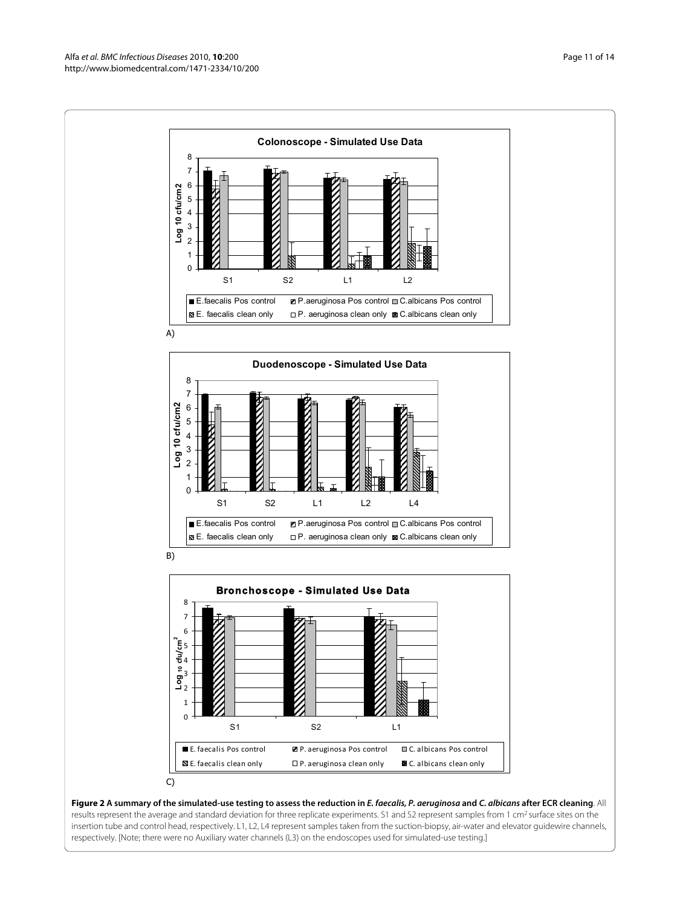**Figure 2 A summary of the simulated-use testing to assess the reduction in *E. faecalis, P. aeruginosa* and *C. albicans* after ECR cleaning**. All results represent the average and standard deviation for three replicate experiments. S1 and S2 represent samples from 1 cm[2] surface sites on the insertion tube and control head, respectively. L1, L2, L4 represent samples taken from the suction-biopsy, air-water and elevator guidewire channels, respectively. [Note; there were no Auxiliary water channels (L3) on the endoscopes used for simulated-use testing.]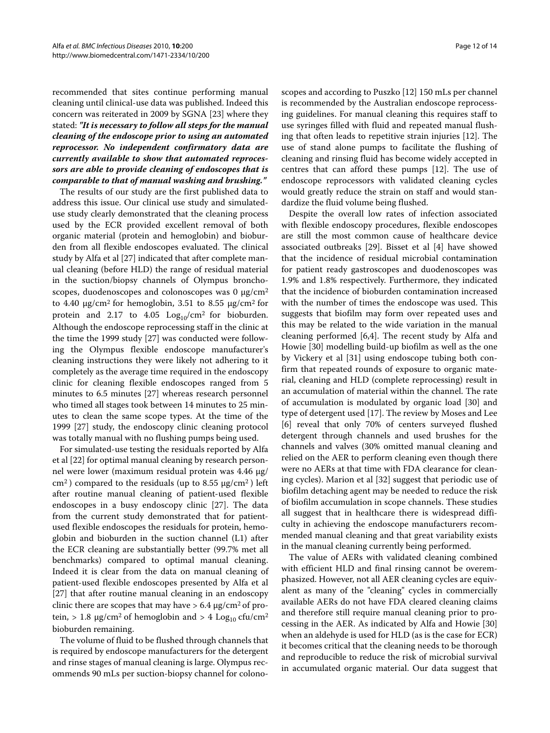recommended that sites continue performing manual cleaning until clinical-use data was published. Indeed this concern was reiterated in 2009 by SGNA [23] where they stated: ***"It is necessary to follow all steps for the manual cleaning of the endoscope prior to using an automated reprocessor. No independent confirmatory data are currently available to show that automated reprocessors are able to provide cleaning of endoscopes that is comparable to that of manual washing and brushing."***

The results of our study are the first published data to address this issue. Our clinical use study and simulated-use study clearly demonstrated that the cleaning process used by the ECR provided excellent removal of both organic material (protein and hemoglobin) and bioburden from all flexible endoscopes evaluated. The clinical study by Alfa et al [27] indicated that after complete manual cleaning (before HLD) the range of residual material in the suction/biopsy channels of Olympus bronchoscopes, duodenoscopes and colonoscopes was 0 μg/cm$^2$ to 4.40 μg/cm$^2$ for hemoglobin, 3.51 to 8.55 μg/cm$^2$ for protein and 2.17 to 4.05 $Log_{10}$/cm$^2$ for bioburden. Although the endoscope reprocessing staff in the clinic at the time the 1999 study [27] was conducted were following the Olympus flexible endoscope manufacturer's cleaning instructions they were likely not adhering to it completely as the average time required in the endoscopy clinic for cleaning flexible endoscopes ranged from 5 minutes to 6.5 minutes [27] whereas research personnel who timed all stages took between 14 minutes to 25 minutes to clean the same scope types. At the time of the 1999 [27] study, the endoscopy clinic cleaning protocol was totally manual with no flushing pumps being used.

For simulated-use testing the residuals reported by Alfa et al [22] for optimal manual cleaning by research personnel were lower (maximum residual protein was 4.46 μg/cm$^2$ ) compared to the residuals (up to 8.55 μg/cm$^2$ ) left after routine manual cleaning of patient-used flexible endoscopes in a busy endoscopy clinic [27]. The data from the current study demonstrated that for patient-used flexible endoscopes the residuals for protein, hemoglobin and bioburden in the suction channel (L1) after the ECR cleaning are substantially better (99.7% met all benchmarks) compared to optimal manual cleaning. Indeed it is clear from the data on manual cleaning of patient-used flexible endoscopes presented by Alfa et al [27] that after routine manual cleaning in an endoscopy clinic there are scopes that may have > 6.4 μg/cm$^2$ of protein, > 1.8 μg/cm$^2$ of hemoglobin and > 4 $Log_{10}$ cfu/cm$^2$ bioburden remaining.

The volume of fluid to be flushed through channels that is required by endoscope manufacturers for the detergent and rinse stages of manual cleaning is large. Olympus recommends 90 mLs per suction-biopsy channel for colonoscopes and according to Puszko [12] 150 mLs per channel is recommended by the Australian endoscope reprocessing guidelines. For manual cleaning this requires staff to use syringes filled with fluid and repeated manual flushing that often leads to repetitive strain injuries [12]. The use of stand alone pumps to facilitate the flushing of cleaning and rinsing fluid has become widely accepted in centres that can afford these pumps [12]. The use of endoscope reprocessors with validated cleaning cycles would greatly reduce the strain on staff and would standardize the fluid volume being flushed.

Despite the overall low rates of infection associated with flexible endoscopy procedures, flexible endoscopes are still the most common cause of healthcare device associated outbreaks [29]. Bisset et al [4] have showed that the incidence of residual microbial contamination for patient ready gastroscopes and duodenoscopes was 1.9% and 1.8% respectively. Furthermore, they indicated that the incidence of bioburden contamination increased with the number of times the endoscope was used. This suggests that biofilm may form over repeated uses and this may be related to the wide variation in the manual cleaning performed [6,4]. The recent study by Alfa and Howie [30] modelling build-up biofilm as well as the one by Vickery et al [31] using endoscope tubing both confirm that repeated rounds of exposure to organic material, cleaning and HLD (complete reprocessing) result in an accumulation of material within the channel. The rate of accumulation is modulated by organic load [30] and type of detergent used [17]. The review by Moses and Lee [6] reveal that only 70% of centers surveyed flushed detergent through channels and used brushes for the channels and valves (30% omitted manual cleaning and relied on the AER to perform cleaning even though there were no AERs at that time with FDA clearance for cleaning cycles). Marion et al [32] suggest that periodic use of biofilm detaching agent may be needed to reduce the risk of biofilm accumulation in scope channels. These studies all suggest that in healthcare there is widespread difficulty in achieving the endoscope manufacturers recommended manual cleaning and that great variability exists in the manual cleaning currently being performed.

The value of AERs with validated cleaning combined with efficient HLD and final rinsing cannot be overemphasized. However, not all AER cleaning cycles are equivalent as many of the "cleaning" cycles in commercially available AERs do not have FDA cleared cleaning claims and therefore still require manual cleaning prior to processing in the AER. As indicated by Alfa and Howie [30] when an aldehyde is used for HLD (as is the case for ECR) it becomes critical that the cleaning needs to be thorough and reproducible to reduce the risk of microbial survival in accumulated organic material. Our data suggest that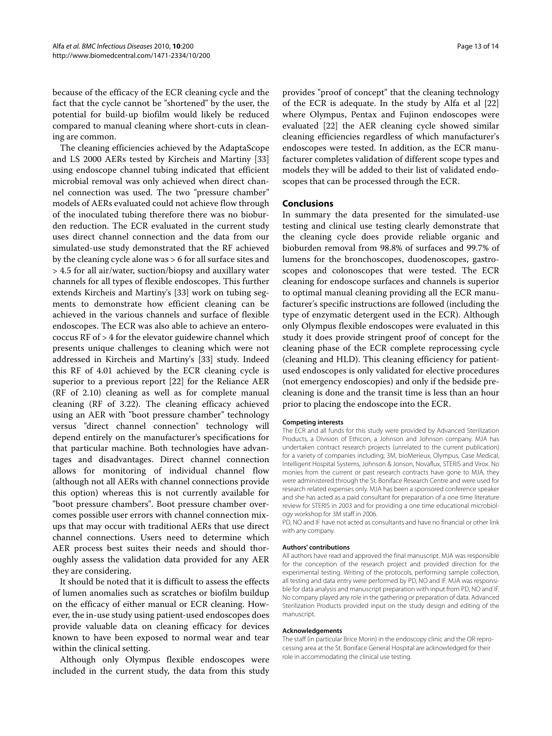because of the efficacy of the ECR cleaning cycle and the fact that the cycle cannot be "shortened" by the user, the potential for build-up biofilm would likely be reduced compared to manual cleaning where short-cuts in cleaning are common.

The cleaning efficiencies achieved by the AdaptaScope and LS 2000 AERs tested by Kircheis and Martiny [33] using endoscope channel tubing indicated that efficient microbial removal was only achieved when direct channel connection was used. The two "pressure chamber" models of AERs evaluated could not achieve flow through of the inoculated tubing therefore there was no bioburden reduction. The ECR evaluated in the current study uses direct channel connection and the data from our simulated-use study demonstrated that the RF achieved by the cleaning cycle alone was > 6 for all surface sites and > 4.5 for all air/water, suction/biopsy and auxillary water channels for all types of flexible endoscopes. This further extends Kircheis and Martiny's [33] work on tubing segments to demonstrate how efficient cleaning can be achieved in the various channels and surface of flexible endoscopes. The ECR was also able to achieve an enterococcus RF of > 4 for the elevator guidewire channel which presents unique challenges to cleaning which were not addressed in Kircheis and Martiny's [33] study. Indeed this RF of 4.01 achieved by the ECR cleaning cycle is superior to a previous report [22] for the Reliance AER (RF of 2.10) cleaning as well as for complete manual cleaning (RF of 3.22). The cleaning efficacy achieved using an AER with "boot pressure chamber" technology versus "direct channel connection" technology will depend entirely on the manufacturer's specifications for that particular machine. Both technologies have advantages and disadvantages. Direct channel connection allows for monitoring of individual channel flow (although not all AERs with channel connections provide this option) whereas this is not currently available for "boot pressure chambers". Boot pressure chamber overcomes possible user errors with channel connection mixups that may occur with traditional AERs that use direct channel connections. Users need to determine which AER process best suites their needs and should thoroughly assess the validation data provided for any AER they are considering.

It should be noted that it is difficult to assess the effects of lumen anomalies such as scratches or biofilm buildup on the efficacy of either manual or ECR cleaning. However, the in-use study using patient-used endoscopes does provide valuable data on cleaning efficacy for devices known to have been exposed to normal wear and tear within the clinical setting.

Although only Olympus flexible endoscopes were included in the current study, the data from this study provides "proof of concept" that the cleaning technology of the ECR is adequate. In the study by Alfa et al [22] where Olympus, Pentax and Fujinon endoscopes were evaluated [22] the AER cleaning cycle showed similar cleaning efficiencies regardless of which manufacturer's endoscopes were tested. In addition, as the ECR manufacturer completes validation of different scope types and models they will be added to their list of validated endoscopes that can be processed through the ECR.

## Conclusions

In summary the data presented for the simulated-use testing and clinical use testing clearly demonstrate that the cleaning cycle does provide reliable organic and bioburden removal from 98.8% of surfaces and 99.7% of lumens for the bronchoscopes, duodenoscopes, gastroscopes and colonoscopes that were tested. The ECR cleaning for endoscope surfaces and channels is superior to optimal manual cleaning providing all the ECR manufacturer's specific instructions are followed (including the type of enzymatic detergent used in the ECR). Although only Olympus flexible endoscopes were evaluated in this study it does provide stringent proof of concept for the cleaning phase of the ECR complete reprocessing cycle (cleaning and HLD). This cleaning efficiency for patient-used endoscopes is only validated for elective procedures (not emergency endoscopies) and only if the bedside pre-cleaning is done and the transit time is less than an hour prior to placing the endoscope into the ECR.

#### Competing interests

The ECR and all funds for this study were provided by Advanced Sterilization Products, a Division of Ethicon, a Johnson and Johnson company. MJA has undertaken contract research projects (unrelated to the current publication) for a variety of companies including; 3M, bioMerieux, Olympus, Case Medical, Intelligent Hospital Systems, Johnson & Jonson, Novaflux, STERIS and Virox. No monies from the current or past research contracts have gone to MJA, they were administered through the St. Boniface Research Centre and were used for research related expenses only. MJA has been a sponsored conference speaker and she has acted as a paid consultant for preparation of a one time literature review for STERIS in 2003 and for providing a one time educational microbiology workshop for 3M staff in 2006.

PD, NO and IF have not acted as consultants and have no financial or other link with any company.

#### Authors' contributions

All authors have read and approved the final manuscript. MJA was responsible for the conception of the research project and provided direction for the experimental testing. Writing of the protocols, performing sample collection, all testing and data entry were performed by PD, NO and IF. MJA was responsible for data analysis and manuscript preparation with input from PD, NO and IF. No company played any role in the gathering or preparation of data. Advanced Sterilization Products provided input on the study design and editing of the manuscript.

#### Acknowledgements

The staff (in particular Brice Morin) in the endoscopy clinic and the OR reprocessing area at the St. Boniface General Hospital are acknowledged for their role in accommodating the clinical use testing.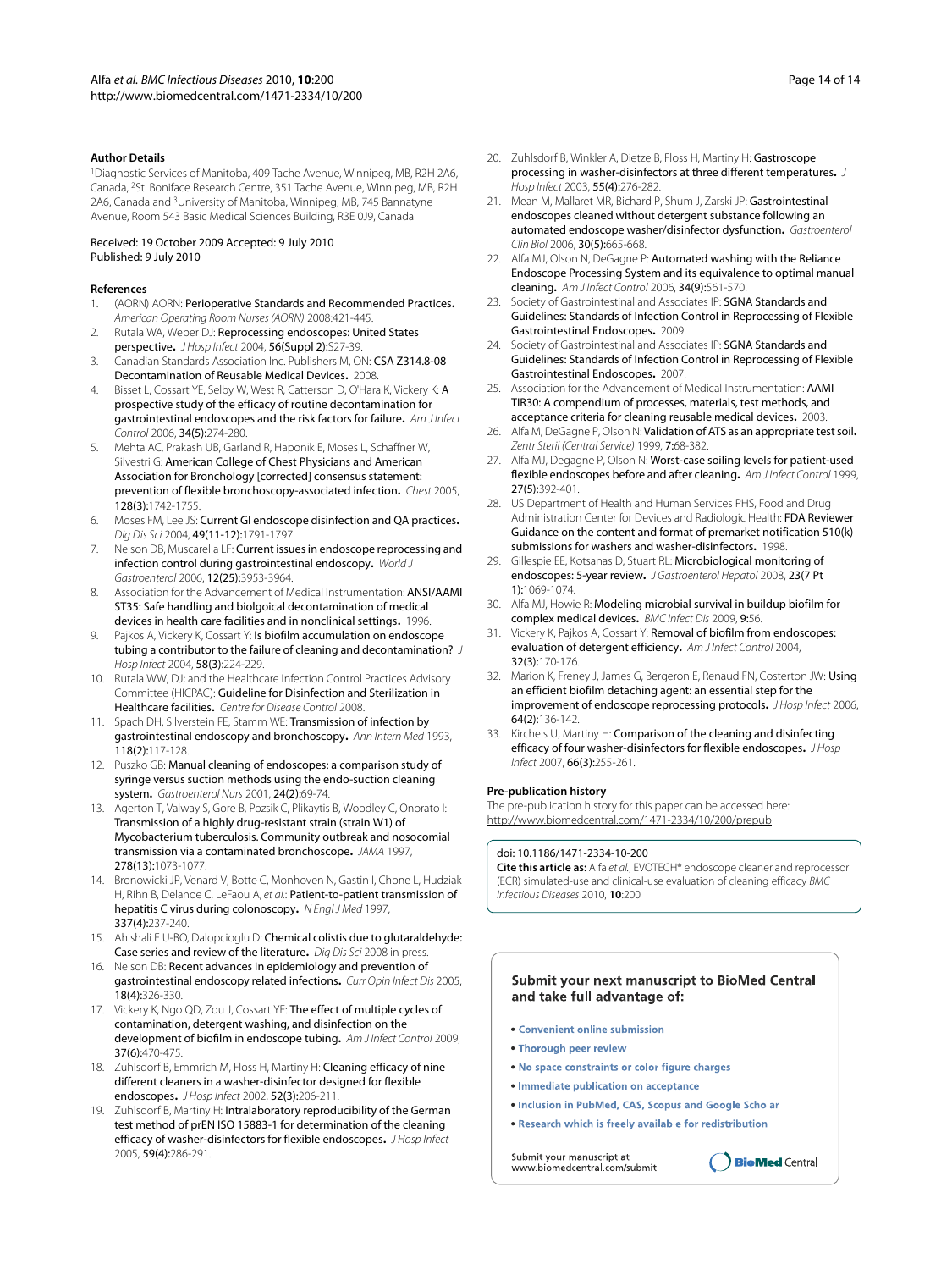### Author Details

[1]Diagnostic Services of Manitoba, 409 Tache Avenue, Winnipeg, MB, R2H 2A6, Canada, [2]St. Boniface Research Centre, 351 Tache Avenue, Winnipeg, MB, R2H 2A6, Canada and [3]University of Manitoba, Winnipeg, MB, 745 Bannatyne Avenue, Room 543 Basic Medical Sciences Building, R3E 0J9, Canada

Received: 19 October 2009 Accepted: 9 July 2010
Published: 9 July 2010

### References

1. (AORN) AORN: **Perioperative Standards and Recommended Practices.** *American Operating Room Nurses (AORN)* 2008:421-445.
2. Rutala WA, Weber DJ: **Reprocessing endoscopes: United States perspective.** *J Hosp Infect* 2004, **56(Suppl 2)**:S27-39.
3. Canadian Standards Association Inc. Publishers M, ON: **CSA Z314.8-08 Decontamination of Reusable Medical Devices.** 2008.
4. Bisset L, Cossart YE, Selby W, West R, Catterson D, O'Hara K, Vickery K: **A prospective study of the efficacy of routine decontamination for gastrointestinal endoscopes and the risk factors for failure.** *Am J Infect Control* 2006, **34(5)**:274-280.
5. Mehta AC, Prakash UB, Garland R, Haponik E, Moses L, Schaffner W, Silvestri G: **American College of Chest Physicians and American Association for Bronchology [corrected] consensus statement: prevention of flexible bronchoscopy-associated infection.** *Chest* 2005, **128(3)**:1742-1755.
6. Moses FM, Lee JS: **Current GI endoscope disinfection and QA practices.** *Dig Dis Sci* 2004, **49(11-12)**:1791-1797.
7. Nelson DB, Muscarella LF: **Current issues in endoscope reprocessing and infection control during gastrointestinal endoscopy.** *World J Gastroenterol* 2006, **12(25)**:3953-3964.
8. Association for the Advancement of Medical Instrumentation: **ANSI/AAMI ST35: Safe handling and biolgoical decontamination of medical devices in health care facilities and in nonclinical settings.** 1996.
9. Pajkos A, Vickery K, Cossart Y: **Is biofilm accumulation on endoscope tubing a contributor to the failure of cleaning and decontamination?** *J Hosp Infect* 2004, **58(3)**:224-229.
10. Rutala WW, DJ; and the Healthcare Infection Control Practices Advisory Committee (HICPAC): **Guideline for Disinfection and Sterilization in Healthcare facilities.** *Centre for Disease Control* 2008.
11. Spach DH, Silverstein FE, Stamm WE: **Transmission of infection by gastrointestinal endoscopy and bronchoscopy.** *Ann Intern Med* 1993, **118(2)**:117-128.
12. Puszko GB: **Manual cleaning of endoscopes: a comparison study of syringe versus suction methods using the endo-suction cleaning system.** *Gastroenterol Nurs* 2001, **24(2)**:69-74.
13. Agerton T, Valway S, Gore B, Pozsik C, Plikaytis B, Woodley C, Onorato I: **Transmission of a highly drug-resistant strain (strain W1) of Mycobacterium tuberculosis. Community outbreak and nosocomial transmission via a contaminated bronchoscope.** *JAMA* 1997, **278(13)**:1073-1077.
14. Bronowicki JP, Venard V, Botte C, Monhoven N, Gastin I, Chone L, Hudziak H, Rihn B, Delanoe C, LeFaou A, *et al.*: **Patient-to-patient transmission of hepatitis C virus during colonoscopy.** *N Engl J Med* 1997, **337(4)**:237-240.
15. Ahishali E U-BO, Dalopcioglu D: **Chemical colistis due to glutaraldehyde: Case series and review of the literature.** *Dig Dis Sci* 2008 in press.
16. Nelson DB: **Recent advances in epidemiology and prevention of gastrointestinal endoscopy related infections.** *Curr Opin Infect Dis* 2005, **18(4)**:326-330.
17. Vickery K, Ngo QD, Zou J, Cossart YE: **The effect of multiple cycles of contamination, detergent washing, and disinfection on the development of biofilm in endoscope tubing.** *Am J Infect Control* 2009, **37(6)**:470-475.
18. Zuhlsdorf B, Emmrich M, Floss H, Martiny H: **Cleaning efficacy of nine different cleaners in a washer-disinfector designed for flexible endoscopes.** *J Hosp Infect* 2002, **52(3)**:206-211.
19. Zuhlsdorf B, Martiny H: **Intralaboratory reproducibility of the German test method of prEN ISO 15883-1 for determination of the cleaning efficacy of washer-disinfectors for flexible endoscopes.** *J Hosp Infect* 2005, **59(4)**:286-291.
20. Zuhlsdorf B, Winkler A, Dietze B, Floss H, Martiny H: **Gastroscope processing in washer-disinfectors at three different temperatures.** *J Hosp Infect* 2003, **55(4)**:276-282.
21. Mean M, Mallaret MR, Bichard P, Shum J, Zarski JP: **Gastrointestinal endoscopes cleaned without detergent substance following an automated endoscope washer/disinfector dysfunction.** *Gastroenterol Clin Biol* 2006, **30(5)**:665-668.
22. Alfa MJ, Olson N, DeGagne P: **Automated washing with the Reliance Endoscope Processing System and its equivalence to optimal manual cleaning.** *Am J Infect Control* 2006, **34(9)**:561-570.
23. Society of Gastrointestinal and Associates IP: **SGNA Standards and Guidelines: Standards of Infection Control in Reprocessing of Flexible Gastrointestinal Endoscopes.** 2009.
24. Society of Gastrointestinal and Associates IP: **SGNA Standards and Guidelines: Standards of Infection Control in Reprocessing of Flexible Gastrointestinal Endoscopes.** 2007.
25. Association for the Advancement of Medical Instrumentation: **AAMI TIR30: A compendium of processes, materials, test methods, and acceptance criteria for cleaning reusable medical devices.** 2003.
26. Alfa M, DeGagne P, Olson N: **Validation of ATS as an appropriate test soil.** *Zentr Steril (Central Service)* 1999, **7**:68-382.
27. Alfa MJ, Degagne P, Olson N: **Worst-case soiling levels for patient-used flexible endoscopes before and after cleaning.** *Am J Infect Control* 1999, **27(5)**:392-401.
28. US Department of Health and Human Services PHS, Food and Drug Administration Center for Devices and Radiologic Health: **FDA Reviewer Guidance on the content and format of premarket notification 510(k) submissions for washers and washer-disinfectors.** 1998.
29. Gillespie EE, Kotsanas D, Stuart RL: **Microbiological monitoring of endoscopes: 5-year review.** *J Gastroenterol Hepatol* 2008, **23(7 Pt 1)**:1069-1074.
30. Alfa MJ, Howie R: **Modeling microbial survival in buildup biofilm for complex medical devices.** *BMC Infect Dis* 2009, **9**:56.
31. Vickery K, Pajkos A, Cossart Y: **Removal of biofilm from endoscopes: evaluation of detergent efficiency.** *Am J Infect Control* 2004, **32(3)**:170-176.
32. Marion K, Freney J, James G, Bergeron E, Renaud FN, Costerton JW: **Using an efficient biofilm detaching agent: an essential step for the improvement of endoscope reprocessing protocols.** *J Hosp Infect* 2006, **64(2)**:136-142.
33. Kircheis U, Martiny H: **Comparison of the cleaning and disinfecting efficacy of four washer-disinfectors for flexible endoscopes.** *J Hosp Infect* 2007, **66(3)**:255-261.

### Pre-publication history

The pre-publication history for this paper can be accessed here:
http://www.biomedcentral.com/1471-2334/10/200/prepub

doi: 10.1186/1471-2334-10-200
**Cite this article as:** Alfa *et al.*, EVOTECH® endoscope cleaner and reprocessor (ECR) simulated-use and clinical-use evaluation of cleaning efficacy *BMC Infectious Diseases* 2010, **10**:200

**Submit your next manuscript to BioMed Central and take full advantage of:**

- Convenient online submission
- Thorough peer review
- No space constraints or color figure charges
- Immediate publication on acceptance
- Inclusion in PubMed, CAS, Scopus and Google Scholar
- Research which is freely available for redistribution

Submit your manuscript at
www.biomedcentral.com/submit

BioMed Central